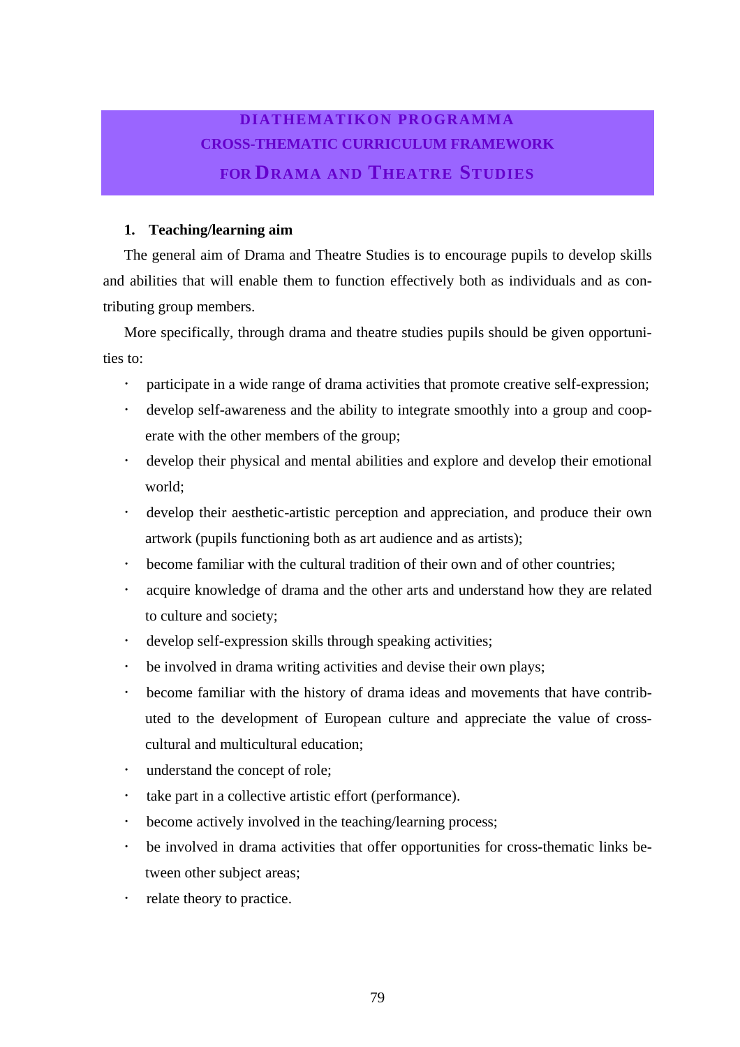# DIATHEMATIKON PROGRAMMA
# CROSS-THEMATIC CURRICULUM FRAMEWORK
# FOR DRAMA AND THEATRE STUDIES

## 1. Teaching/learning aim

The general aim of Drama and Theatre Studies is to encourage pupils to develop skills and abilities that will enable them to function effectively both as individuals and as contributing group members.

More specifically, through drama and theatre studies pupils should be given opportunities to:

- participate in a wide range of drama activities that promote creative self-expression;
- develop self-awareness and the ability to integrate smoothly into a group and cooperate with the other members of the group;
- develop their physical and mental abilities and explore and develop their emotional world;
- develop their aesthetic-artistic perception and appreciation, and produce their own artwork (pupils functioning both as art audience and as artists);
- become familiar with the cultural tradition of their own and of other countries;
- acquire knowledge of drama and the other arts and understand how they are related to culture and society;
- develop self-expression skills through speaking activities;
- be involved in drama writing activities and devise their own plays;
- become familiar with the history of drama ideas and movements that have contributed to the development of European culture and appreciate the value of cross-cultural and multicultural education;
- understand the concept of role;
- take part in a collective artistic effort (performance).
- become actively involved in the teaching/learning process;
- be involved in drama activities that offer opportunities for cross-thematic links between other subject areas;
- relate theory to practice.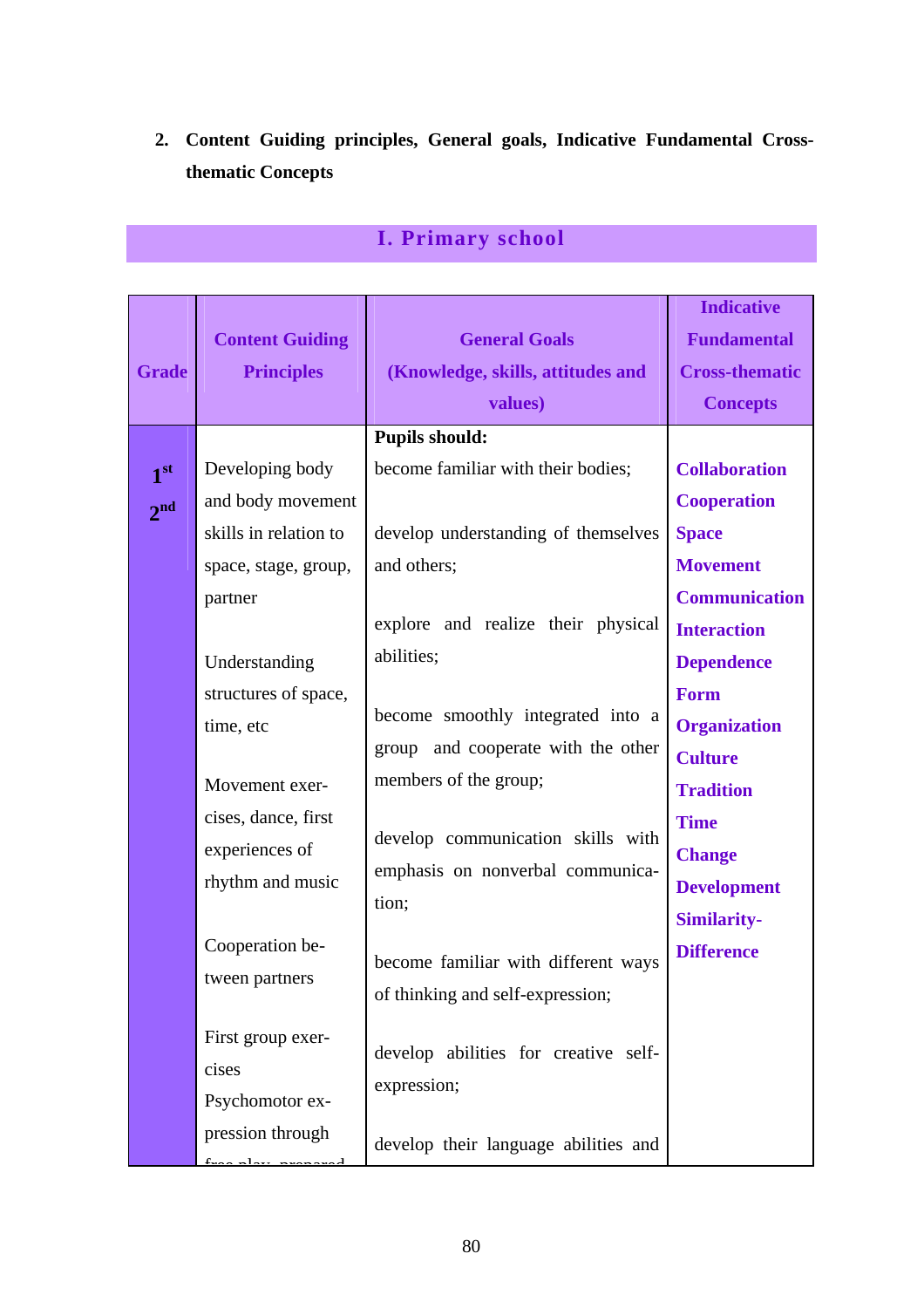2. **Content Guiding principles, General goals, Indicative Fundamental Cross-thematic Concepts**

## I. Primary school

| Grade | Content Guiding Principles | General Goals (Knowledge, skills, attitudes and values) | Indicative Fundamental Cross-thematic Concepts |
|---|---|---|---|
| 1st<br>2nd | Developing body and body movement skills in relation to space, stage, group, partner<br><br>Understanding structures of space, time, etc<br><br>Movement exercises, dance, first experiences of rhythm and music<br><br>Cooperation between partners<br><br>First group exercises<br>Psychomotor expression through free play, prepared | **Pupils should:**<br>become familiar with their bodies;<br><br>develop understanding of themselves and others;<br><br>explore and realize their physical abilities;<br><br>become smoothly integrated into a group and cooperate with the other members of the group;<br><br>develop communication skills with emphasis on nonverbal communication;<br><br>become familiar with different ways of thinking and self-expression;<br><br>develop abilities for creative self-expression;<br><br>develop their language abilities and | **Collaboration**<br>**Cooperation**<br>**Space**<br>**Movement**<br>**Communication**<br>**Interaction**<br>**Dependence**<br>**Form**<br>**Organization**<br>**Culture**<br>**Tradition**<br>**Time**<br>**Change**<br>**Development**<br>**Similarity-Difference** |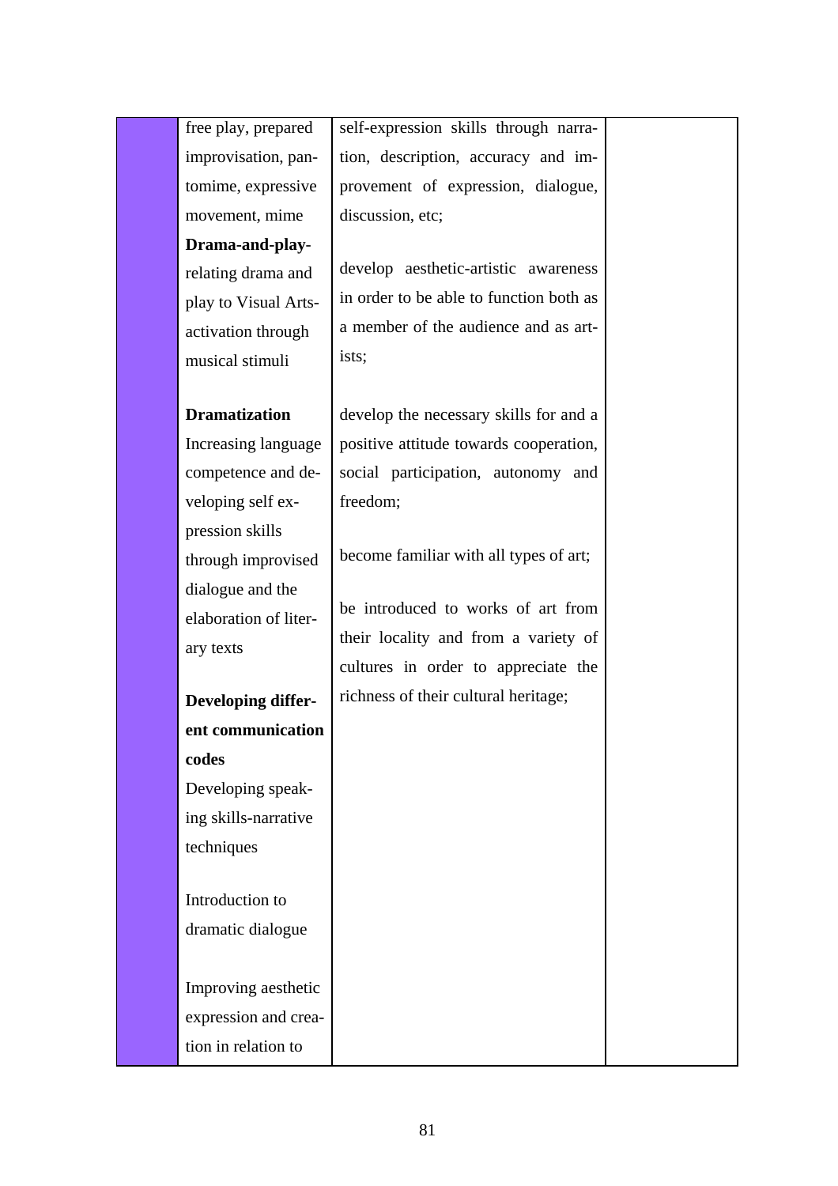|  | free play, prepared improvisation, pantomime, expressive movement, mime<br>**Drama-and-play**-relating drama and play to Visual Arts-activation through musical stimuli<br><br>**Dramatization**<br>Increasing language competence and developing self expression skills through improvised dialogue and the elaboration of literary texts<br><br>**Developing different communication codes**<br>Developing speaking skills-narrative techniques<br><br>Introduction to dramatic dialogue<br><br>Improving aesthetic expression and creation in relation to | self-expression skills through narration, description, accuracy and improvement of expression, dialogue, discussion, etc;<br><br>develop aesthetic-artistic awareness in order to be able to function both as a member of the audience and as artists;<br><br>develop the necessary skills for and a positive attitude towards cooperation, social participation, autonomy and freedom;<br><br>become familiar with all types of art;<br><br>be introduced to works of art from their locality and from a variety of cultures in order to appreciate the richness of their cultural heritage; |  |
|---|---|---|---|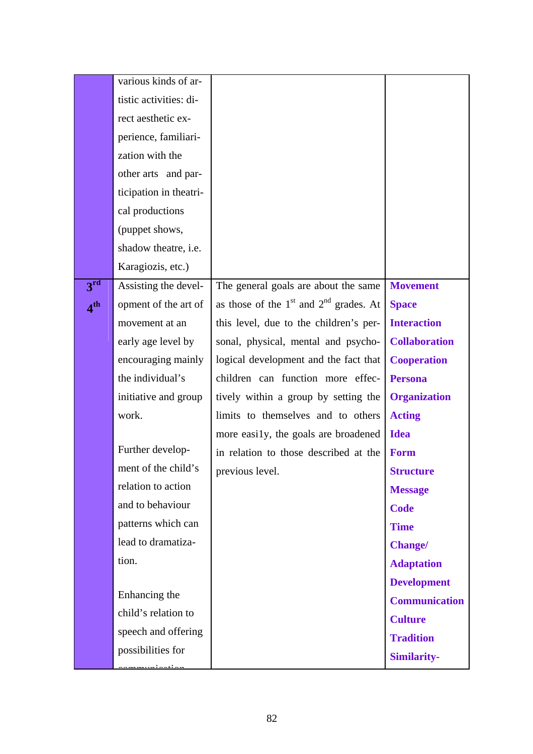| | | | |
|---|---|---|---|
| | various kinds of artistic activities: direct aesthetic experience, familiarization with the other arts and participation in theatrical productions (puppet shows, shadow theatre, i.e. Karagiozis, etc.) | | |
| **3rd** **4th** | Assisting the development of the art of movement at an early age level by encouraging mainly the individual's initiative and group work.<br><br>Further development of the child's relation to action and to behaviour patterns which can lead to dramatization.<br><br>Enhancing the child's relation to speech and offering possibilities for communication | The general goals are about the same as those of the 1st and 2nd grades. At this level, due to the children's personal, physical, mental and psychological development and the fact that children can function more effectively within a group by setting the limits to themselves and to others more easi1y, the goals are broadened in relation to those described at the previous level. | **Movement**<br>**Space**<br>**Interaction**<br>**Collaboration**<br>**Cooperation**<br>**Persona**<br>**Organization**<br>**Acting**<br>**Idea**<br>**Form**<br>**Structure**<br>**Message**<br>**Code**<br>**Time**<br>**Change/ Adaptation**<br>**Development**<br>**Communication**<br>**Culture**<br>**Tradition**<br>**Similarity-** |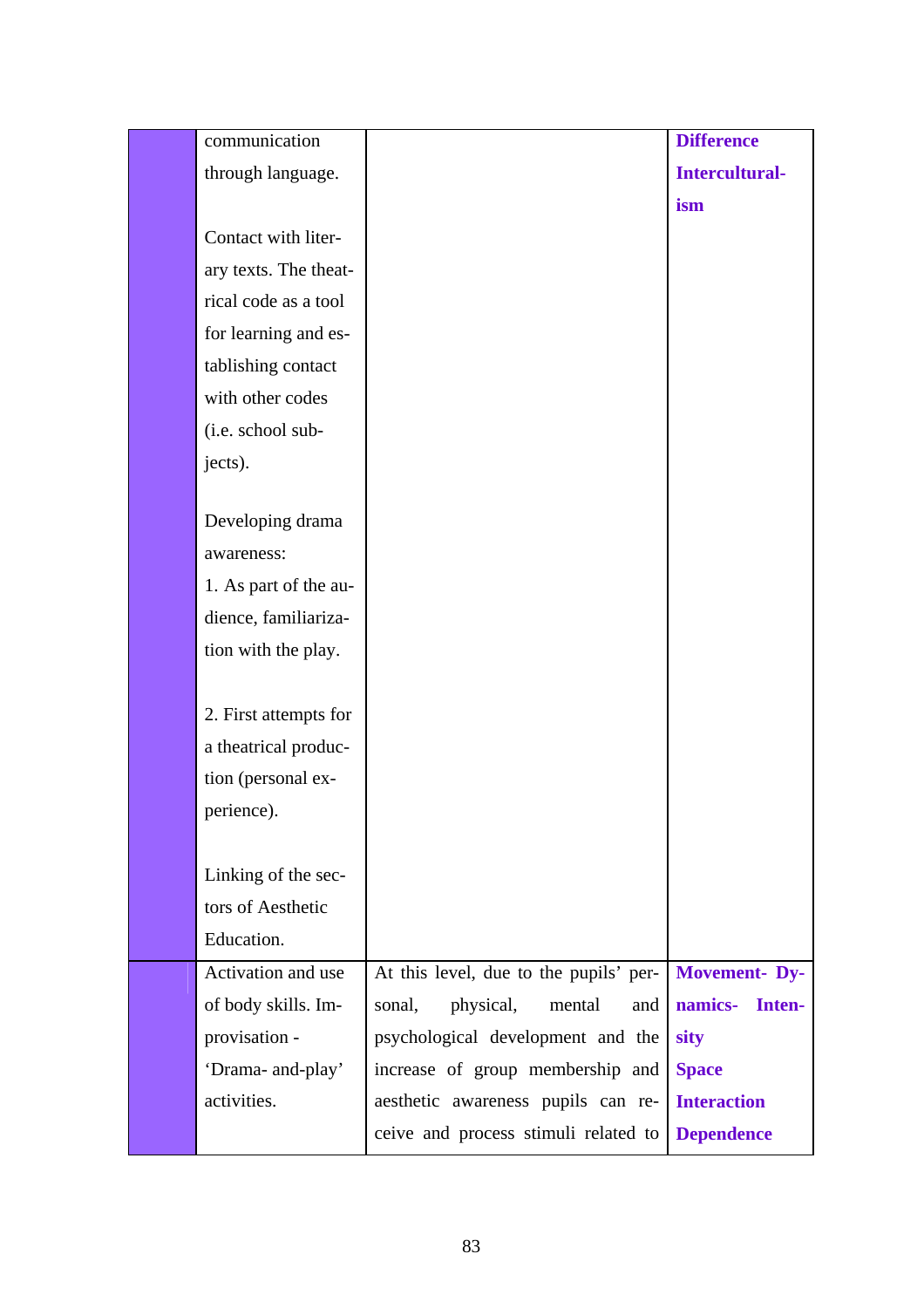|  |  |  |  |
|---|---|---|---|
|  | communication through language.<br><br>Contact with literary texts. The theatrical code as a tool for learning and establishing contact with other codes (i.e. school subjects).<br><br>Developing drama awareness:<br>1. As part of the audience, familiarization with the play.<br><br>2. First attempts for a theatrical production (personal experience).<br><br>Linking of the sectors of Aesthetic Education. |  | **Difference**<br>**Interculturalism** |
|  | Activation and use of body skills. Improvisation - 'Drama- and-play' activities. | At this level, due to the pupils' personal, physical, mental and psychological development and the increase of group membership and aesthetic awareness pupils can receive and process stimuli related to | **Movement- Dynamics- Intensity**<br>**Space**<br>**Interaction**<br>**Dependence** |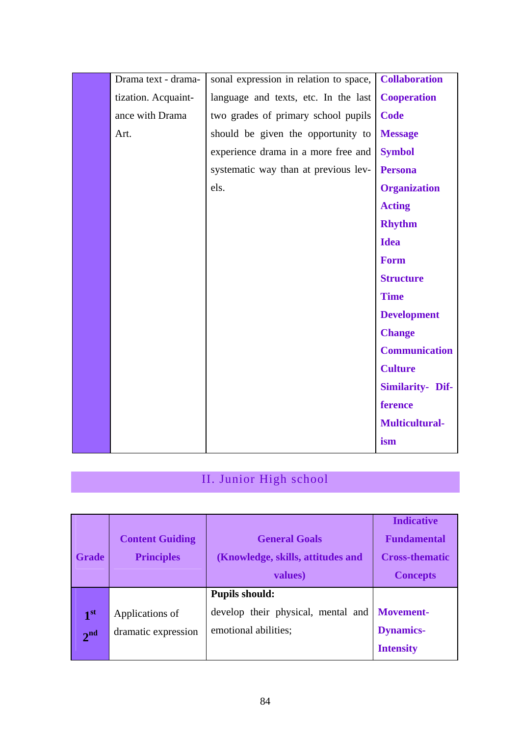| | | | |
|---|---|---|---|
| | Drama text - dramatization. Acquaintance with Drama Art. | sonal expression in relation to space, language and texts, etc. In the last two grades of primary school pupils should be given the opportunity to experience drama in a more free and systematic way than at previous levels. | **Collaboration** **Cooperation** **Code** **Message** **Symbol** **Persona** **Organization** **Acting** **Rhythm** **Idea** **Form** **Structure** **Time** **Development** **Change** **Communication** **Culture** **Similarity- Difference** **Multiculturalism** |

## II. Junior High school

| Grade | Content Guiding Principles | General Goals (Knowledge, skills, attitudes and values) | Indicative Fundamental Cross-thematic Concepts |
|---|---|---|---|
| **1st 2nd** | Applications of dramatic expression | **Pupils should:** develop their physical, mental and emotional abilities; | **Movement- Dynamics- Intensity** |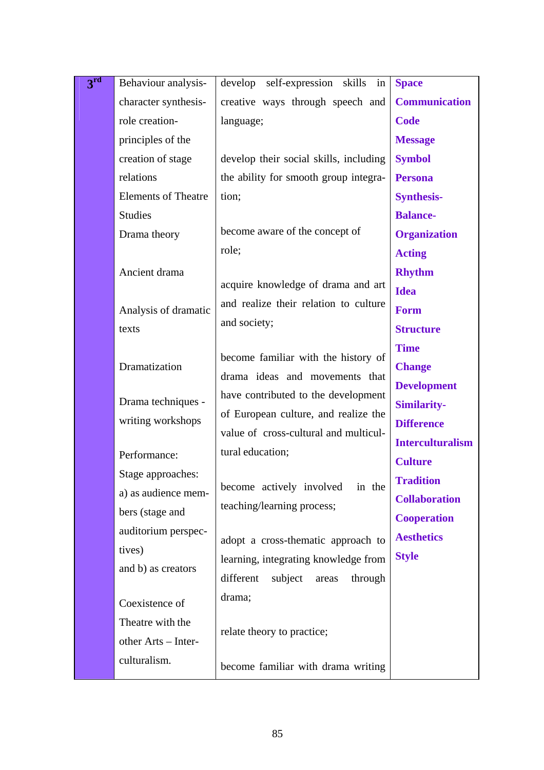| 3rd | Behaviour analysis- character synthesis- role creation- principles of the creation of stage relations<br>Elements of Theatre Studies<br>Drama theory<br><br>Ancient drama<br><br>Analysis of dramatic texts<br><br>Dramatization<br><br>Drama techniques - writing workshops<br><br>Performance:<br>Stage approaches:<br>a) as audience members (stage and auditorium perspectives)<br>and b) as creators<br><br>Coexistence of Theatre with the other Arts – Interculturalism. | develop self-expression skills in creative ways through speech and language;<br><br>develop their social skills, including the ability for smooth group integration;<br><br>become aware of the concept of role;<br><br>acquire knowledge of drama and art and realize their relation to culture and society;<br><br>become familiar with the history of drama ideas and movements that have contributed to the development of European culture, and realize the value of cross-cultural and multicultural education;<br><br>become actively involved in the teaching/learning process;<br><br>adopt a cross-thematic approach to learning, integrating knowledge from different subject areas through drama;<br><br>relate theory to practice;<br><br>become familiar with drama writing | **Space**<br>**Communication**<br>**Code**<br>**Message**<br>**Symbol**<br>**Persona**<br>**Synthesis-**<br>**Balance-**<br>**Organization**<br>**Acting**<br>**Rhythm**<br>**Idea**<br>**Form**<br>**Structure**<br>**Time**<br>**Change**<br>**Development**<br>**Similarity-**<br>**Difference**<br>**Interculturalism**<br>**Culture**<br>**Tradition**<br>**Collaboration**<br>**Cooperation**<br>**Aesthetics**<br>**Style** |
|---|---|---|---|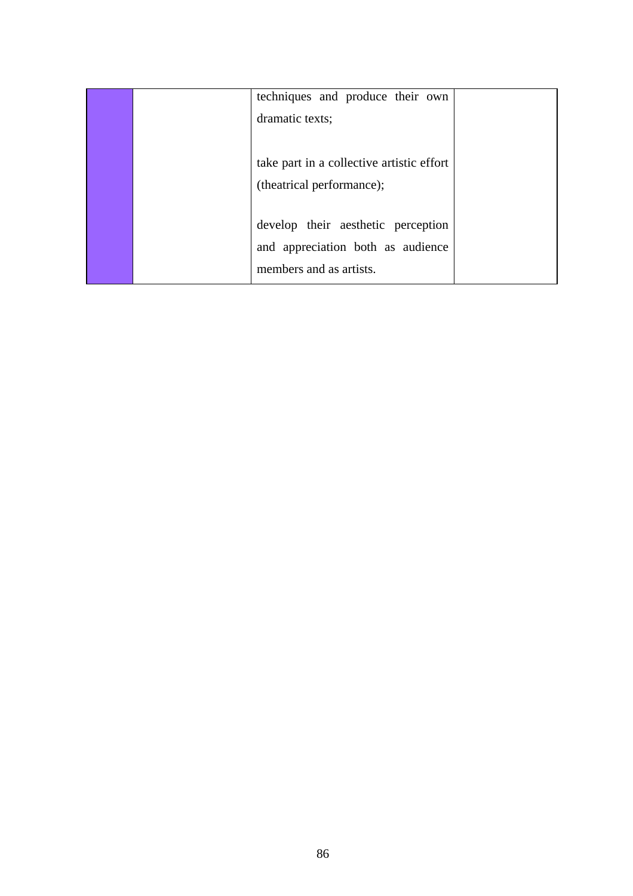| | | | |
|---|---|---|---|
| | | techniques and produce their own dramatic texts;<br><br>take part in a collective artistic effort (theatrical performance);<br><br>develop their aesthetic perception and appreciation both as audience members and as artists. | |